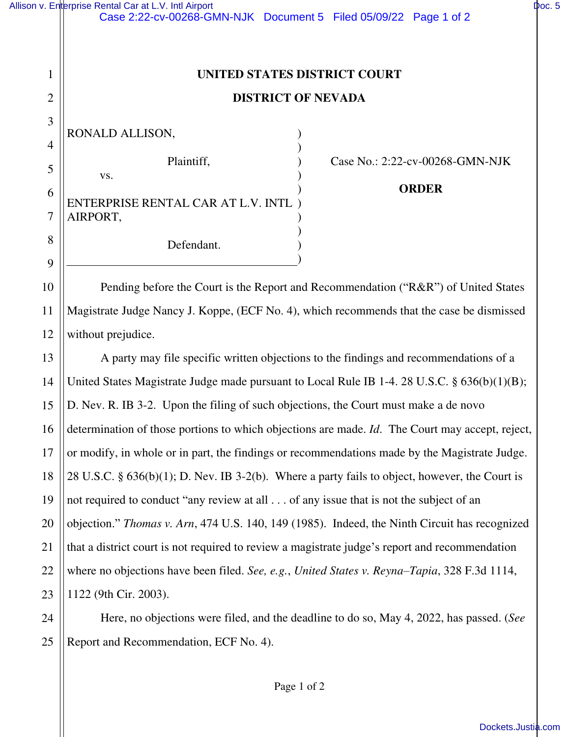# UNITED STATES DISTRICT COURT

## DISTRICT OF NEVADA

RONALD ALLISON,

Plaintiff,

vs.

ENTERPRISE RENTAL CAR AT L.V. INTL AIRPORT,

Defendant.

Case No.: 2:22-cv-00268-GMN-NJK

**ORDER**

Pending before the Court is the Report and Recommendation ("R&R") of United States Magistrate Judge Nancy J. Koppe, (ECF No. 4), which recommends that the case be dismissed without prejudice.

A party may file specific written objections to the findings and recommendations of a United States Magistrate Judge made pursuant to Local Rule IB 1-4. 28 U.S.C. § 636(b)(1)(B); D. Nev. R. IB 3-2. Upon the filing of such objections, the Court must make a de novo determination of those portions to which objections are made. *Id.* The Court may accept, reject, or modify, in whole or in part, the findings or recommendations made by the Magistrate Judge. 28 U.S.C. § 636(b)(1); D. Nev. IB 3-2(b). Where a party fails to object, however, the Court is not required to conduct "any review at all . . . of any issue that is not the subject of an objection." *Thomas v. Arn*, 474 U.S. 140, 149 (1985). Indeed, the Ninth Circuit has recognized that a district court is not required to review a magistrate judge's report and recommendation where no objections have been filed. *See, e.g.*, *United States v. Reyna–Tapia*, 328 F.3d 1114, 1122 (9th Cir. 2003).

Here, no objections were filed, and the deadline to do so, May 4, 2022, has passed. (*See* Report and Recommendation, ECF No. 4).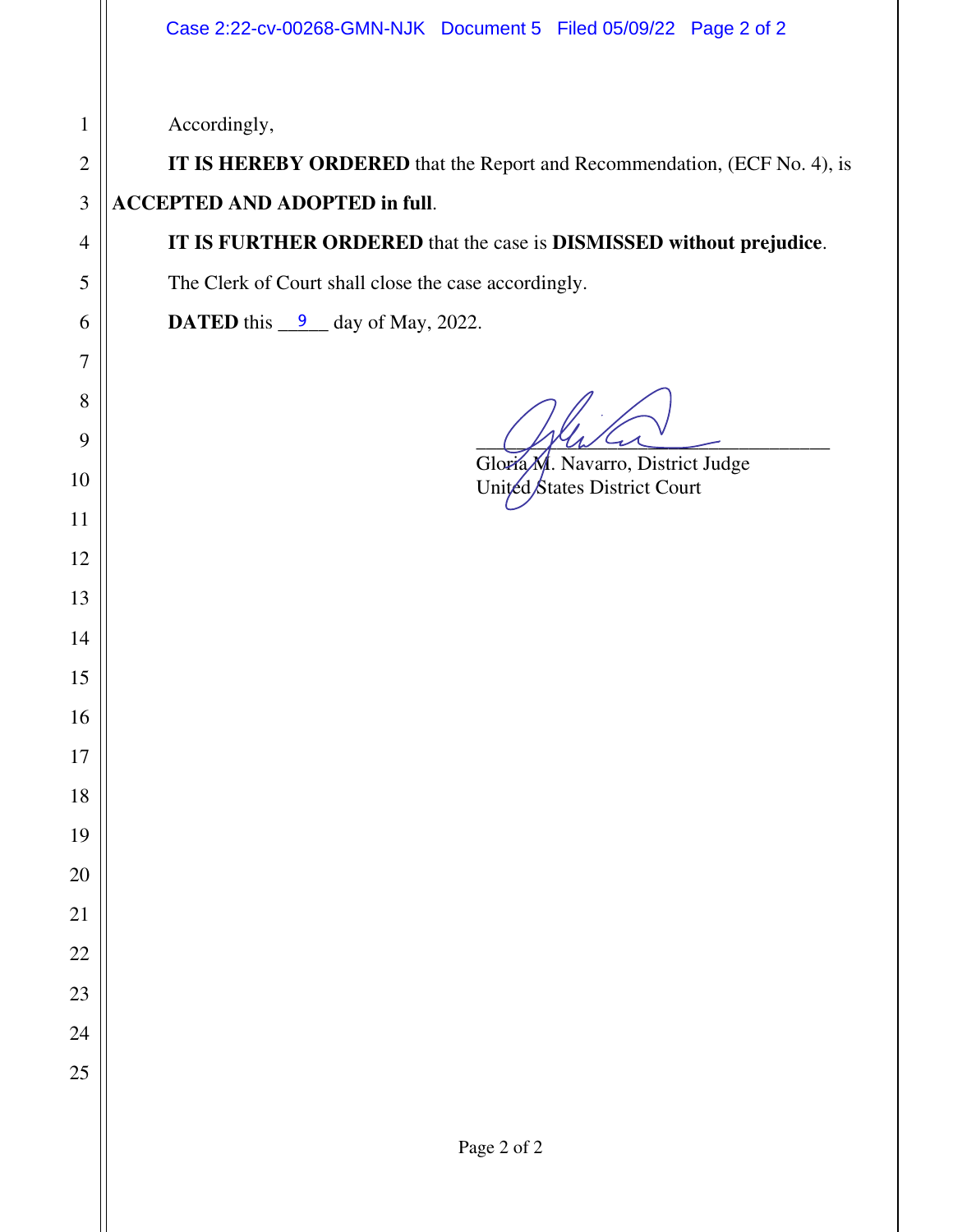Accordingly,

**IT IS HEREBY ORDERED** that the Report and Recommendation, (ECF No. 4), is **ACCEPTED AND ADOPTED in full**.

**IT IS FURTHER ORDERED** that the case is **DISMISSED without prejudice**.

The Clerk of Court shall close the case accordingly.

**DATED** this 9 day of May, 2022.

Gloria M. Navarro, District Judge
United States District Court